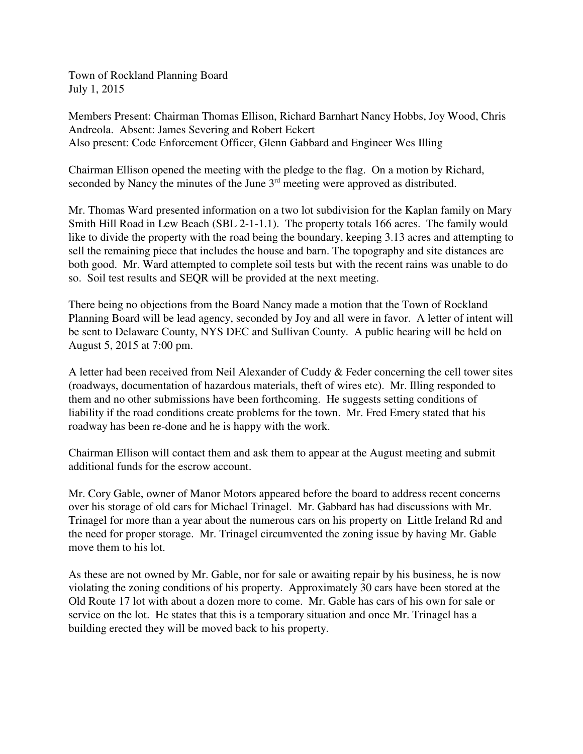Town of Rockland Planning Board
July 1, 2015

Members Present: Chairman Thomas Ellison, Richard Barnhart Nancy Hobbs, Joy Wood, Chris Andreola. Absent: James Severing and Robert Eckert
Also present: Code Enforcement Officer, Glenn Gabbard and Engineer Wes Illing

Chairman Ellison opened the meeting with the pledge to the flag. On a motion by Richard, seconded by Nancy the minutes of the June 3rd meeting were approved as distributed.

Mr. Thomas Ward presented information on a two lot subdivision for the Kaplan family on Mary Smith Hill Road in Lew Beach (SBL 2-1-1.1). The property totals 166 acres. The family would like to divide the property with the road being the boundary, keeping 3.13 acres and attempting to sell the remaining piece that includes the house and barn. The topography and site distances are both good. Mr. Ward attempted to complete soil tests but with the recent rains was unable to do so. Soil test results and SEQR will be provided at the next meeting.

There being no objections from the Board Nancy made a motion that the Town of Rockland Planning Board will be lead agency, seconded by Joy and all were in favor. A letter of intent will be sent to Delaware County, NYS DEC and Sullivan County. A public hearing will be held on August 5, 2015 at 7:00 pm.

A letter had been received from Neil Alexander of Cuddy & Feder concerning the cell tower sites (roadways, documentation of hazardous materials, theft of wires etc). Mr. Illing responded to them and no other submissions have been forthcoming. He suggests setting conditions of liability if the road conditions create problems for the town. Mr. Fred Emery stated that his roadway has been re-done and he is happy with the work.

Chairman Ellison will contact them and ask them to appear at the August meeting and submit additional funds for the escrow account.

Mr. Cory Gable, owner of Manor Motors appeared before the board to address recent concerns over his storage of old cars for Michael Trinagel. Mr. Gabbard has had discussions with Mr. Trinagel for more than a year about the numerous cars on his property on Little Ireland Rd and the need for proper storage. Mr. Trinagel circumvented the zoning issue by having Mr. Gable move them to his lot.

As these are not owned by Mr. Gable, nor for sale or awaiting repair by his business, he is now violating the zoning conditions of his property. Approximately 30 cars have been stored at the Old Route 17 lot with about a dozen more to come. Mr. Gable has cars of his own for sale or service on the lot. He states that this is a temporary situation and once Mr. Trinagel has a building erected they will be moved back to his property.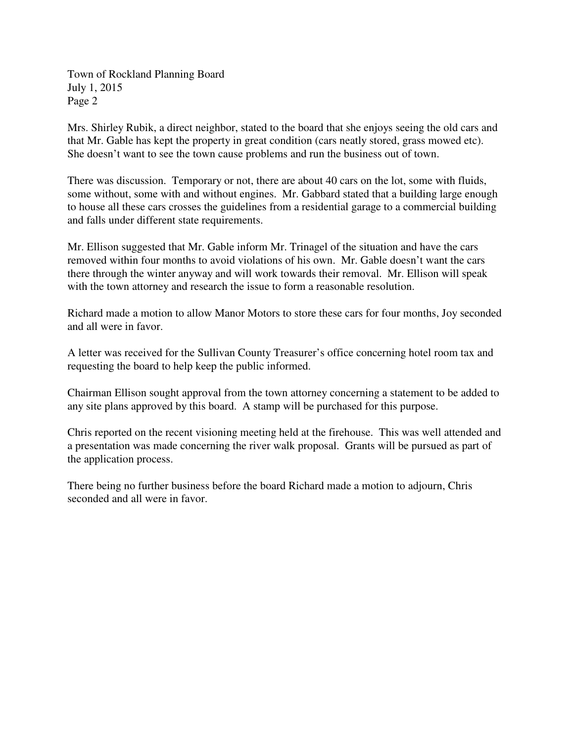Mrs. Shirley Rubik, a direct neighbor, stated to the board that she enjoys seeing the old cars and that Mr. Gable has kept the property in great condition (cars neatly stored, grass mowed etc). She doesn't want to see the town cause problems and run the business out of town.

There was discussion. Temporary or not, there are about 40 cars on the lot, some with fluids, some without, some with and without engines. Mr. Gabbard stated that a building large enough to house all these cars crosses the guidelines from a residential garage to a commercial building and falls under different state requirements.

Mr. Ellison suggested that Mr. Gable inform Mr. Trinagel of the situation and have the cars removed within four months to avoid violations of his own. Mr. Gable doesn't want the cars there through the winter anyway and will work towards their removal. Mr. Ellison will speak with the town attorney and research the issue to form a reasonable resolution.

Richard made a motion to allow Manor Motors to store these cars for four months, Joy seconded and all were in favor.

A letter was received for the Sullivan County Treasurer's office concerning hotel room tax and requesting the board to help keep the public informed.

Chairman Ellison sought approval from the town attorney concerning a statement to be added to any site plans approved by this board. A stamp will be purchased for this purpose.

Chris reported on the recent visioning meeting held at the firehouse. This was well attended and a presentation was made concerning the river walk proposal. Grants will be pursued as part of the application process.

There being no further business before the board Richard made a motion to adjourn, Chris seconded and all were in favor.